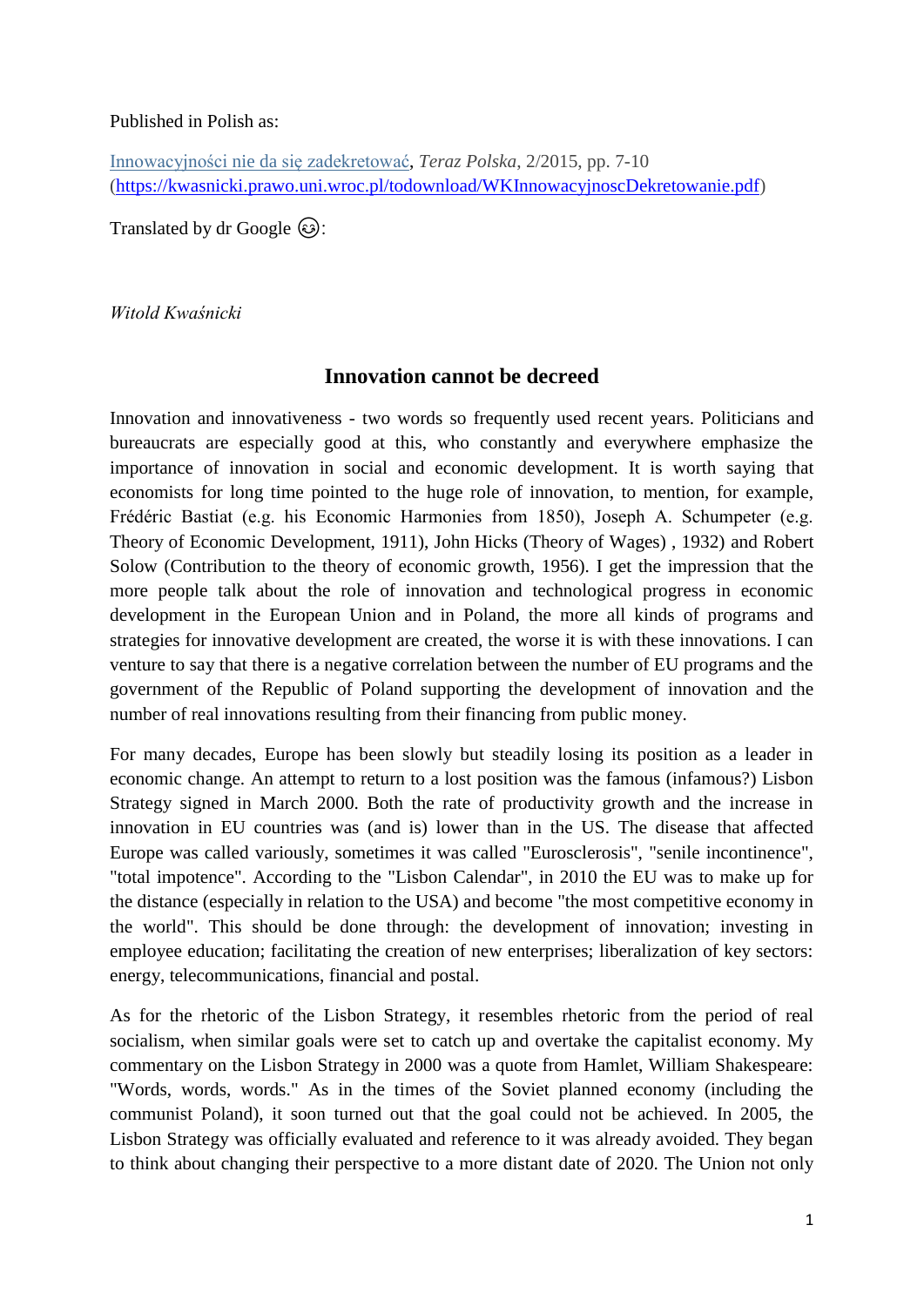Published in Polish as:

[Innowacyjności nie da się zadekretować](https://kwasnicki.prawo.uni.wroc.pl/todownload/WKInnowacyjnoscDekretowanie.pdf), *Teraz Polska*, 2/2015, pp. 7-10 (https://kwasnicki.prawo.uni.wroc.pl/todownload/WKInnowacyjnoscDekretowanie.pdf)

Translated by dr Google 😉:

*Witold Kwaśnicki*

## Innovation cannot be decreed

Innovation and innovativeness - two words so frequently used recent years. Politicians and bureaucrats are especially good at this, who constantly and everywhere emphasize the importance of innovation in social and economic development. It is worth saying that economists for long time pointed to the huge role of innovation, to mention, for example, Frédéric Bastiat (e.g. his Economic Harmonies from 1850), Joseph A. Schumpeter (e.g. Theory of Economic Development, 1911), John Hicks (Theory of Wages) , 1932) and Robert Solow (Contribution to the theory of economic growth, 1956). I get the impression that the more people talk about the role of innovation and technological progress in economic development in the European Union and in Poland, the more all kinds of programs and strategies for innovative development are created, the worse it is with these innovations. I can venture to say that there is a negative correlation between the number of EU programs and the government of the Republic of Poland supporting the development of innovation and the number of real innovations resulting from their financing from public money.

For many decades, Europe has been slowly but steadily losing its position as a leader in economic change. An attempt to return to a lost position was the famous (infamous?) Lisbon Strategy signed in March 2000. Both the rate of productivity growth and the increase in innovation in EU countries was (and is) lower than in the US. The disease that affected Europe was called variously, sometimes it was called "Eurosclerosis", "senile incontinence", "total impotence". According to the "Lisbon Calendar", in 2010 the EU was to make up for the distance (especially in relation to the USA) and become "the most competitive economy in the world". This should be done through: the development of innovation; investing in employee education; facilitating the creation of new enterprises; liberalization of key sectors: energy, telecommunications, financial and postal.

As for the rhetoric of the Lisbon Strategy, it resembles rhetoric from the period of real socialism, when similar goals were set to catch up and overtake the capitalist economy. My commentary on the Lisbon Strategy in 2000 was a quote from Hamlet, William Shakespeare: "Words, words, words." As in the times of the Soviet planned economy (including the communist Poland), it soon turned out that the goal could not be achieved. In 2005, the Lisbon Strategy was officially evaluated and reference to it was already avoided. They began to think about changing their perspective to a more distant date of 2020. The Union not only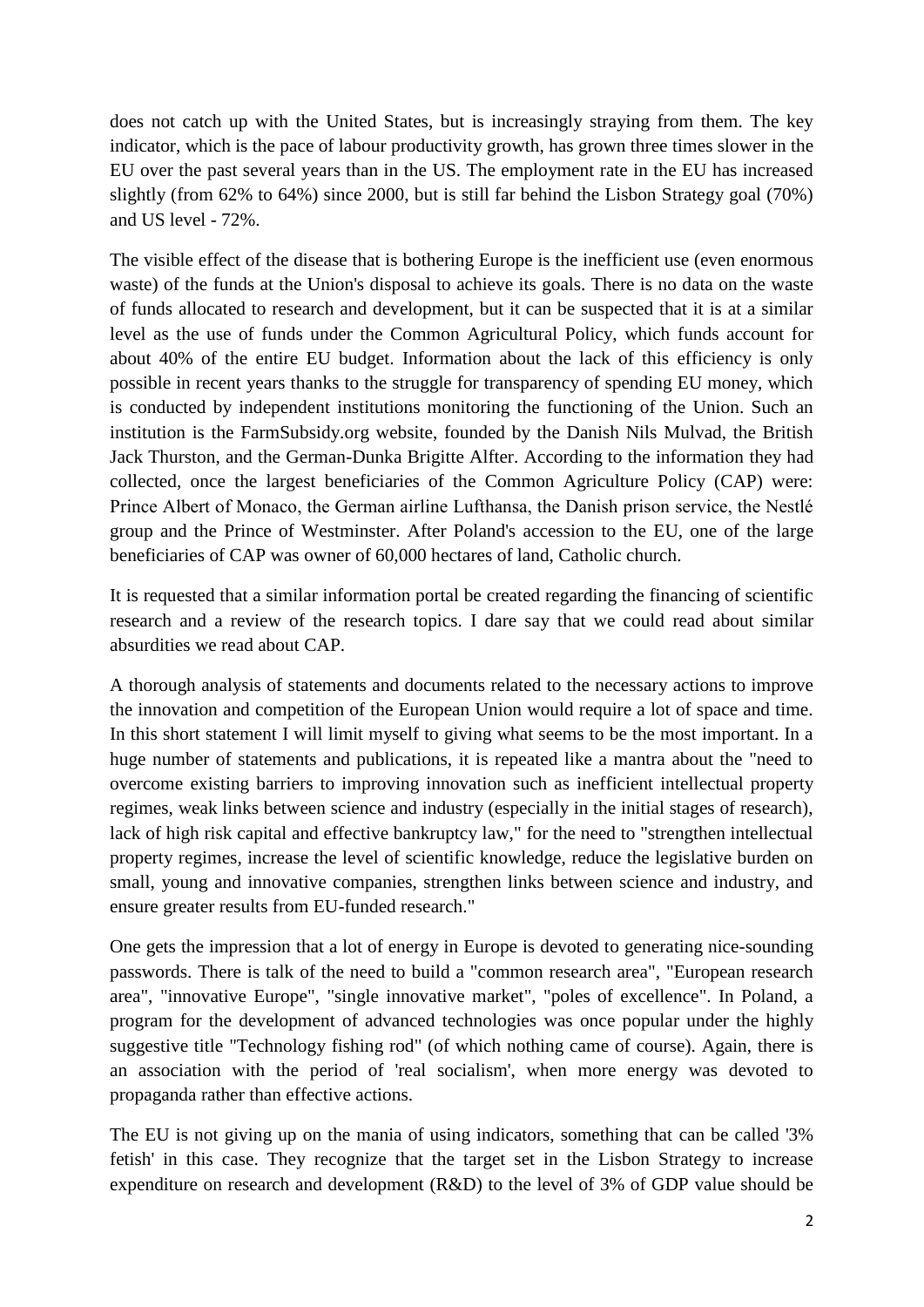does not catch up with the United States, but is increasingly straying from them. The key indicator, which is the pace of labour productivity growth, has grown three times slower in the EU over the past several years than in the US. The employment rate in the EU has increased slightly (from 62% to 64%) since 2000, but is still far behind the Lisbon Strategy goal (70%) and US level - 72%.

The visible effect of the disease that is bothering Europe is the inefficient use (even enormous waste) of the funds at the Union's disposal to achieve its goals. There is no data on the waste of funds allocated to research and development, but it can be suspected that it is at a similar level as the use of funds under the Common Agricultural Policy, which funds account for about 40% of the entire EU budget. Information about the lack of this efficiency is only possible in recent years thanks to the struggle for transparency of spending EU money, which is conducted by independent institutions monitoring the functioning of the Union. Such an institution is the FarmSubsidy.org website, founded by the Danish Nils Mulvad, the British Jack Thurston, and the German-Dunka Brigitte Alfter. According to the information they had collected, once the largest beneficiaries of the Common Agriculture Policy (CAP) were: Prince Albert of Monaco, the German airline Lufthansa, the Danish prison service, the Nestlé group and the Prince of Westminster. After Poland's accession to the EU, one of the large beneficiaries of CAP was owner of 60,000 hectares of land, Catholic church.

It is requested that a similar information portal be created regarding the financing of scientific research and a review of the research topics. I dare say that we could read about similar absurdities we read about CAP.

A thorough analysis of statements and documents related to the necessary actions to improve the innovation and competition of the European Union would require a lot of space and time. In this short statement I will limit myself to giving what seems to be the most important. In a huge number of statements and publications, it is repeated like a mantra about the "need to overcome existing barriers to improving innovation such as inefficient intellectual property regimes, weak links between science and industry (especially in the initial stages of research), lack of high risk capital and effective bankruptcy law," for the need to "strengthen intellectual property regimes, increase the level of scientific knowledge, reduce the legislative burden on small, young and innovative companies, strengthen links between science and industry, and ensure greater results from EU-funded research."

One gets the impression that a lot of energy in Europe is devoted to generating nice-sounding passwords. There is talk of the need to build a "common research area", "European research area", "innovative Europe", "single innovative market", "poles of excellence". In Poland, a program for the development of advanced technologies was once popular under the highly suggestive title "Technology fishing rod" (of which nothing came of course). Again, there is an association with the period of 'real socialism', when more energy was devoted to propaganda rather than effective actions.

The EU is not giving up on the mania of using indicators, something that can be called '3% fetish' in this case. They recognize that the target set in the Lisbon Strategy to increase expenditure on research and development (R&D) to the level of 3% of GDP value should be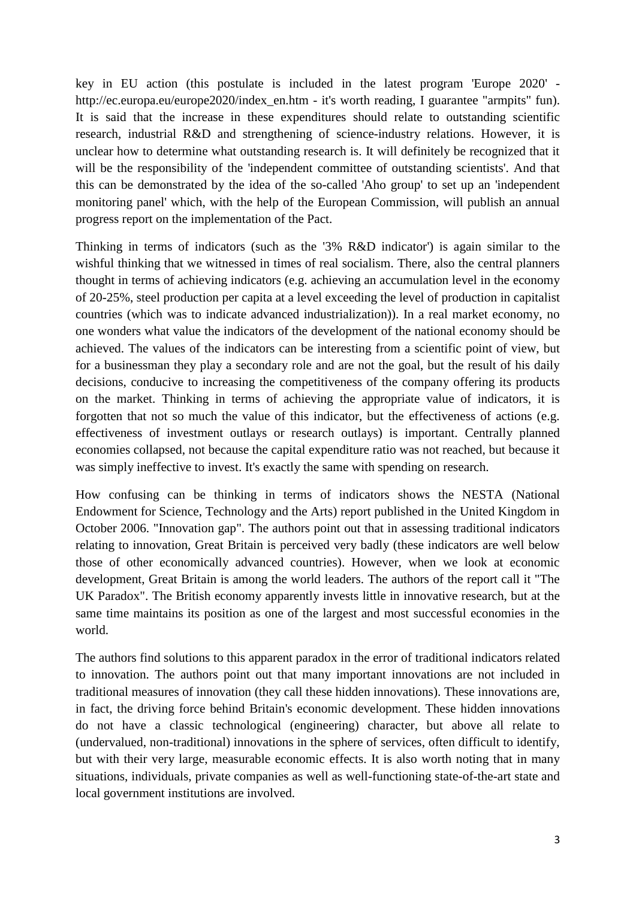key in EU action (this postulate is included in the latest program 'Europe 2020' - http://ec.europa.eu/europe2020/index_en.htm - it's worth reading, I guarantee "armpits" fun). It is said that the increase in these expenditures should relate to outstanding scientific research, industrial R&D and strengthening of science-industry relations. However, it is unclear how to determine what outstanding research is. It will definitely be recognized that it will be the responsibility of the 'independent committee of outstanding scientists'. And that this can be demonstrated by the idea of the so-called 'Aho group' to set up an 'independent monitoring panel' which, with the help of the European Commission, will publish an annual progress report on the implementation of the Pact.

Thinking in terms of indicators (such as the '3% R&D indicator') is again similar to the wishful thinking that we witnessed in times of real socialism. There, also the central planners thought in terms of achieving indicators (e.g. achieving an accumulation level in the economy of 20-25%, steel production per capita at a level exceeding the level of production in capitalist countries (which was to indicate advanced industrialization)). In a real market economy, no one wonders what value the indicators of the development of the national economy should be achieved. The values of the indicators can be interesting from a scientific point of view, but for a businessman they play a secondary role and are not the goal, but the result of his daily decisions, conducive to increasing the competitiveness of the company offering its products on the market. Thinking in terms of achieving the appropriate value of indicators, it is forgotten that not so much the value of this indicator, but the effectiveness of actions (e.g. effectiveness of investment outlays or research outlays) is important. Centrally planned economies collapsed, not because the capital expenditure ratio was not reached, but because it was simply ineffective to invest. It's exactly the same with spending on research.

How confusing can be thinking in terms of indicators shows the NESTA (National Endowment for Science, Technology and the Arts) report published in the United Kingdom in October 2006. "Innovation gap". The authors point out that in assessing traditional indicators relating to innovation, Great Britain is perceived very badly (these indicators are well below those of other economically advanced countries). However, when we look at economic development, Great Britain is among the world leaders. The authors of the report call it "The UK Paradox". The British economy apparently invests little in innovative research, but at the same time maintains its position as one of the largest and most successful economies in the world.

The authors find solutions to this apparent paradox in the error of traditional indicators related to innovation. The authors point out that many important innovations are not included in traditional measures of innovation (they call these hidden innovations). These innovations are, in fact, the driving force behind Britain's economic development. These hidden innovations do not have a classic technological (engineering) character, but above all relate to (undervalued, non-traditional) innovations in the sphere of services, often difficult to identify, but with their very large, measurable economic effects. It is also worth noting that in many situations, individuals, private companies as well as well-functioning state-of-the-art state and local government institutions are involved.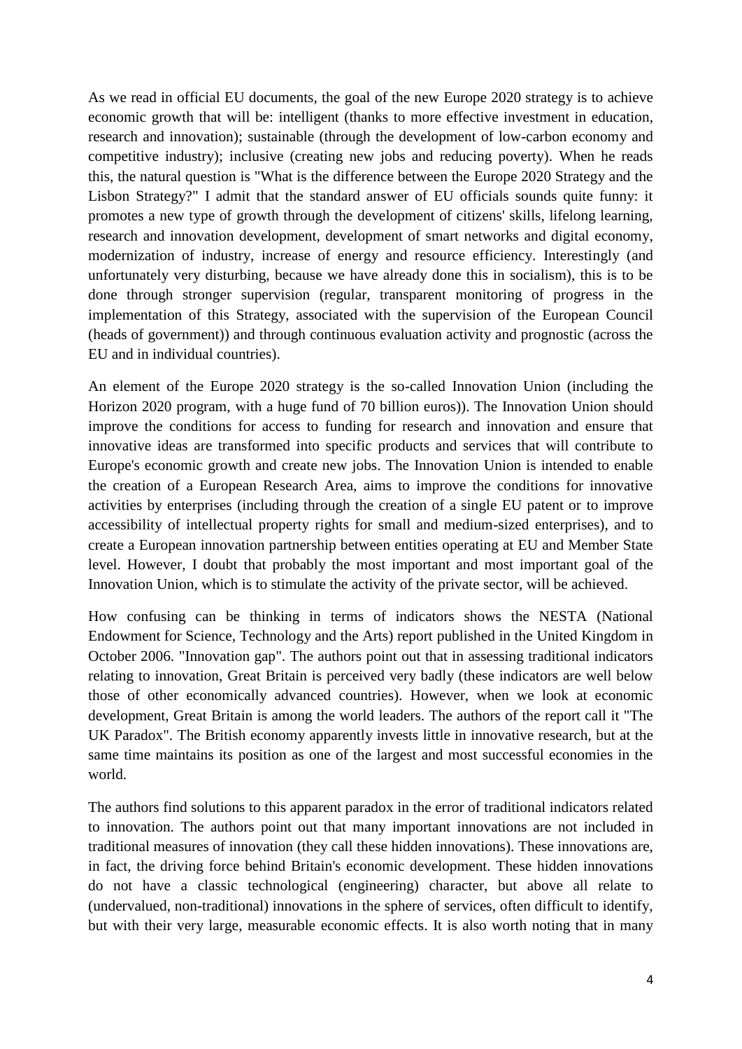As we read in official EU documents, the goal of the new Europe 2020 strategy is to achieve economic growth that will be: intelligent (thanks to more effective investment in education, research and innovation); sustainable (through the development of low-carbon economy and competitive industry); inclusive (creating new jobs and reducing poverty). When he reads this, the natural question is "What is the difference between the Europe 2020 Strategy and the Lisbon Strategy?" I admit that the standard answer of EU officials sounds quite funny: it promotes a new type of growth through the development of citizens' skills, lifelong learning, research and innovation development, development of smart networks and digital economy, modernization of industry, increase of energy and resource efficiency. Interestingly (and unfortunately very disturbing, because we have already done this in socialism), this is to be done through stronger supervision (regular, transparent monitoring of progress in the implementation of this Strategy, associated with the supervision of the European Council (heads of government)) and through continuous evaluation activity and prognostic (across the EU and in individual countries).

An element of the Europe 2020 strategy is the so-called Innovation Union (including the Horizon 2020 program, with a huge fund of 70 billion euros)). The Innovation Union should improve the conditions for access to funding for research and innovation and ensure that innovative ideas are transformed into specific products and services that will contribute to Europe's economic growth and create new jobs. The Innovation Union is intended to enable the creation of a European Research Area, aims to improve the conditions for innovative activities by enterprises (including through the creation of a single EU patent or to improve accessibility of intellectual property rights for small and medium-sized enterprises), and to create a European innovation partnership between entities operating at EU and Member State level. However, I doubt that probably the most important and most important goal of the Innovation Union, which is to stimulate the activity of the private sector, will be achieved.

How confusing can be thinking in terms of indicators shows the NESTA (National Endowment for Science, Technology and the Arts) report published in the United Kingdom in October 2006. "Innovation gap". The authors point out that in assessing traditional indicators relating to innovation, Great Britain is perceived very badly (these indicators are well below those of other economically advanced countries). However, when we look at economic development, Great Britain is among the world leaders. The authors of the report call it "The UK Paradox". The British economy apparently invests little in innovative research, but at the same time maintains its position as one of the largest and most successful economies in the world.

The authors find solutions to this apparent paradox in the error of traditional indicators related to innovation. The authors point out that many important innovations are not included in traditional measures of innovation (they call these hidden innovations). These innovations are, in fact, the driving force behind Britain's economic development. These hidden innovations do not have a classic technological (engineering) character, but above all relate to (undervalued, non-traditional) innovations in the sphere of services, often difficult to identify, but with their very large, measurable economic effects. It is also worth noting that in many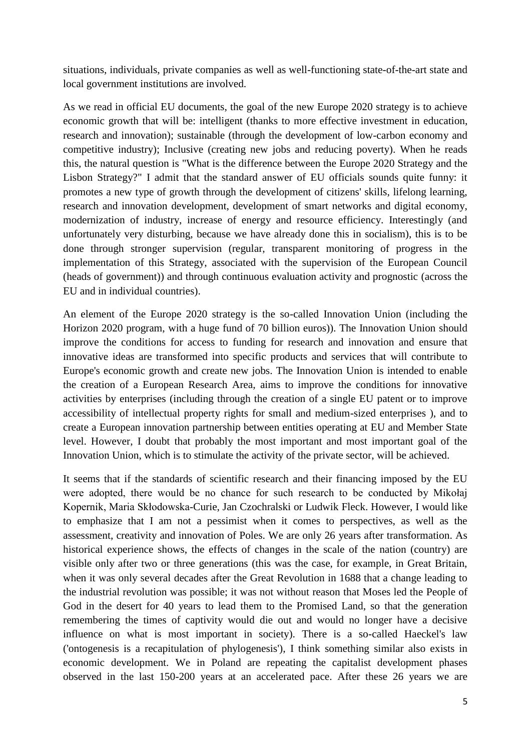situations, individuals, private companies as well as well-functioning state-of-the-art state and local government institutions are involved.

As we read in official EU documents, the goal of the new Europe 2020 strategy is to achieve economic growth that will be: intelligent (thanks to more effective investment in education, research and innovation); sustainable (through the development of low-carbon economy and competitive industry); Inclusive (creating new jobs and reducing poverty). When he reads this, the natural question is "What is the difference between the Europe 2020 Strategy and the Lisbon Strategy?" I admit that the standard answer of EU officials sounds quite funny: it promotes a new type of growth through the development of citizens' skills, lifelong learning, research and innovation development, development of smart networks and digital economy, modernization of industry, increase of energy and resource efficiency. Interestingly (and unfortunately very disturbing, because we have already done this in socialism), this is to be done through stronger supervision (regular, transparent monitoring of progress in the implementation of this Strategy, associated with the supervision of the European Council (heads of government)) and through continuous evaluation activity and prognostic (across the EU and in individual countries).

An element of the Europe 2020 strategy is the so-called Innovation Union (including the Horizon 2020 program, with a huge fund of 70 billion euros)). The Innovation Union should improve the conditions for access to funding for research and innovation and ensure that innovative ideas are transformed into specific products and services that will contribute to Europe's economic growth and create new jobs. The Innovation Union is intended to enable the creation of a European Research Area, aims to improve the conditions for innovative activities by enterprises (including through the creation of a single EU patent or to improve accessibility of intellectual property rights for small and medium-sized enterprises ), and to create a European innovation partnership between entities operating at EU and Member State level. However, I doubt that probably the most important and most important goal of the Innovation Union, which is to stimulate the activity of the private sector, will be achieved.

It seems that if the standards of scientific research and their financing imposed by the EU were adopted, there would be no chance for such research to be conducted by Mikołaj Kopernik, Maria Skłodowska-Curie, Jan Czochralski or Ludwik Fleck. However, I would like to emphasize that I am not a pessimist when it comes to perspectives, as well as the assessment, creativity and innovation of Poles. We are only 26 years after transformation. As historical experience shows, the effects of changes in the scale of the nation (country) are visible only after two or three generations (this was the case, for example, in Great Britain, when it was only several decades after the Great Revolution in 1688 that a change leading to the industrial revolution was possible; it was not without reason that Moses led the People of God in the desert for 40 years to lead them to the Promised Land, so that the generation remembering the times of captivity would die out and would no longer have a decisive influence on what is most important in society). There is a so-called Haeckel's law ('ontogenesis is a recapitulation of phylogenesis'), I think something similar also exists in economic development. We in Poland are repeating the capitalist development phases observed in the last 150-200 years at an accelerated pace. After these 26 years we are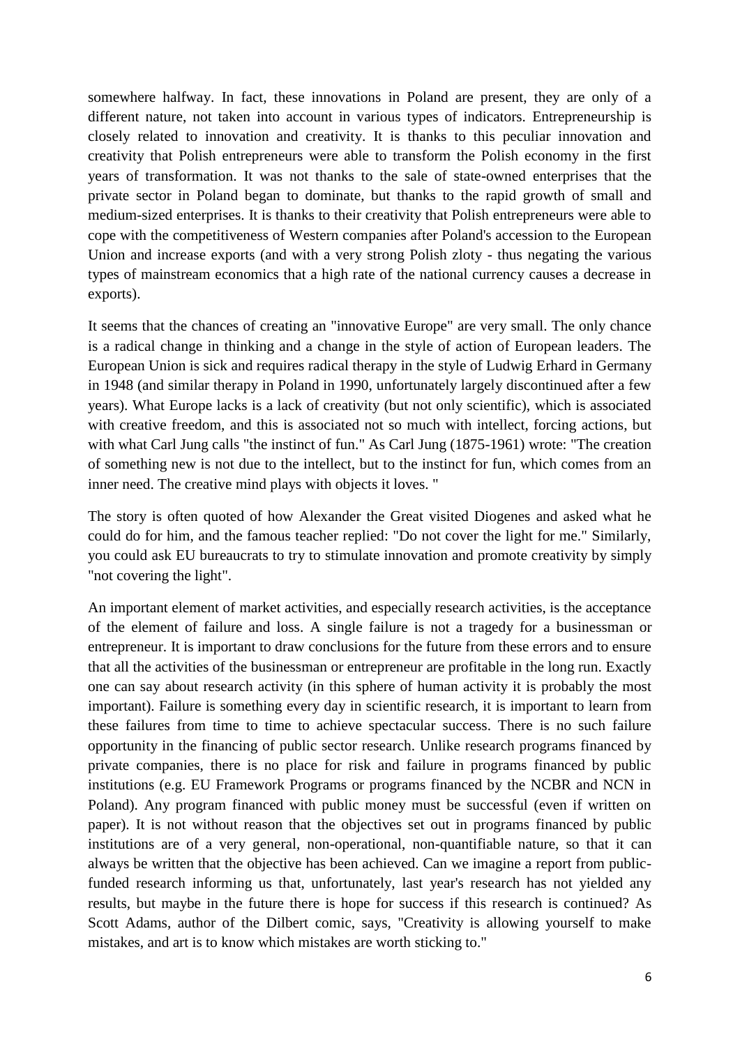somewhere halfway. In fact, these innovations in Poland are present, they are only of a different nature, not taken into account in various types of indicators. Entrepreneurship is closely related to innovation and creativity. It is thanks to this peculiar innovation and creativity that Polish entrepreneurs were able to transform the Polish economy in the first years of transformation. It was not thanks to the sale of state-owned enterprises that the private sector in Poland began to dominate, but thanks to the rapid growth of small and medium-sized enterprises. It is thanks to their creativity that Polish entrepreneurs were able to cope with the competitiveness of Western companies after Poland's accession to the European Union and increase exports (and with a very strong Polish zloty - thus negating the various types of mainstream economics that a high rate of the national currency causes a decrease in exports).

It seems that the chances of creating an "innovative Europe" are very small. The only chance is a radical change in thinking and a change in the style of action of European leaders. The European Union is sick and requires radical therapy in the style of Ludwig Erhard in Germany in 1948 (and similar therapy in Poland in 1990, unfortunately largely discontinued after a few years). What Europe lacks is a lack of creativity (but not only scientific), which is associated with creative freedom, and this is associated not so much with intellect, forcing actions, but with what Carl Jung calls "the instinct of fun." As Carl Jung (1875-1961) wrote: "The creation of something new is not due to the intellect, but to the instinct for fun, which comes from an inner need. The creative mind plays with objects it loves. "

The story is often quoted of how Alexander the Great visited Diogenes and asked what he could do for him, and the famous teacher replied: "Do not cover the light for me." Similarly, you could ask EU bureaucrats to try to stimulate innovation and promote creativity by simply "not covering the light".

An important element of market activities, and especially research activities, is the acceptance of the element of failure and loss. A single failure is not a tragedy for a businessman or entrepreneur. It is important to draw conclusions for the future from these errors and to ensure that all the activities of the businessman or entrepreneur are profitable in the long run. Exactly one can say about research activity (in this sphere of human activity it is probably the most important). Failure is something every day in scientific research, it is important to learn from these failures from time to time to achieve spectacular success. There is no such failure opportunity in the financing of public sector research. Unlike research programs financed by private companies, there is no place for risk and failure in programs financed by public institutions (e.g. EU Framework Programs or programs financed by the NCBR and NCN in Poland). Any program financed with public money must be successful (even if written on paper). It is not without reason that the objectives set out in programs financed by public institutions are of a very general, non-operational, non-quantifiable nature, so that it can always be written that the objective has been achieved. Can we imagine a report from public-funded research informing us that, unfortunately, last year's research has not yielded any results, but maybe in the future there is hope for success if this research is continued? As Scott Adams, author of the Dilbert comic, says, "Creativity is allowing yourself to make mistakes, and art is to know which mistakes are worth sticking to."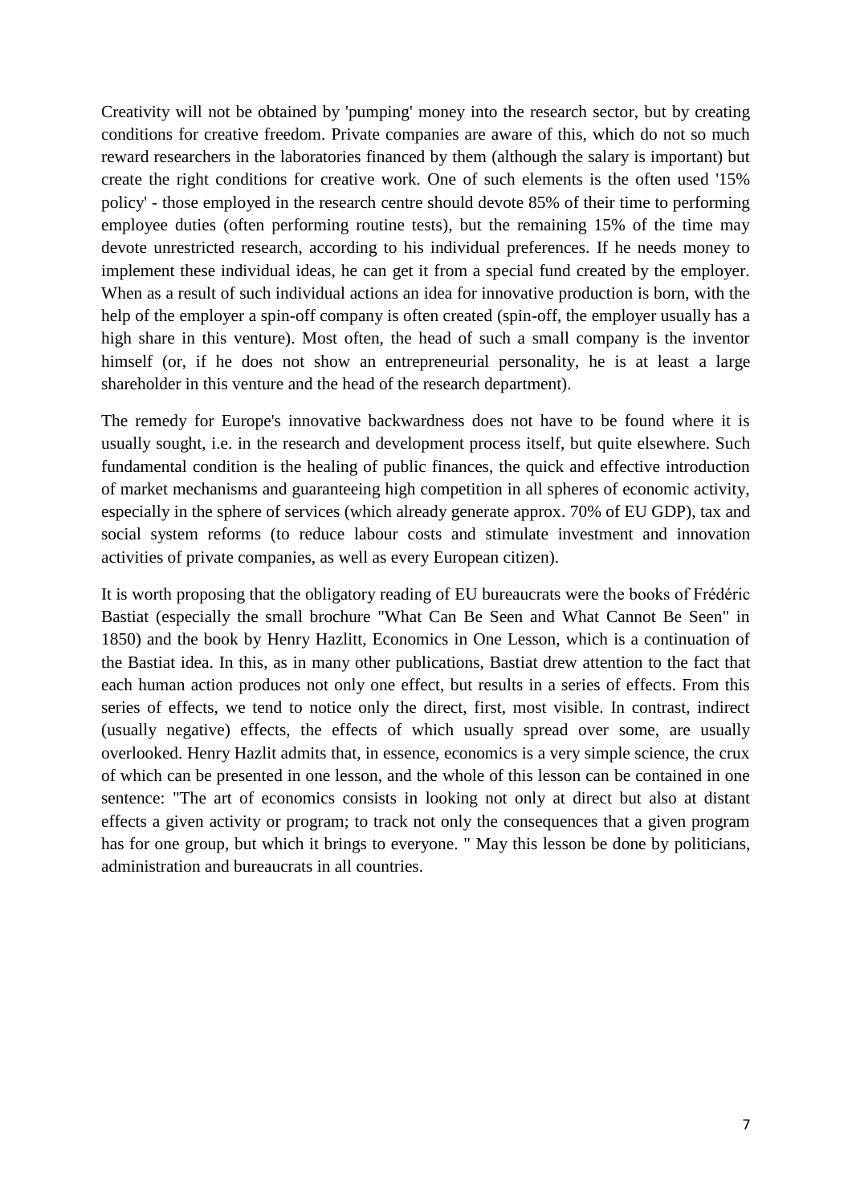Creativity will not be obtained by 'pumping' money into the research sector, but by creating conditions for creative freedom. Private companies are aware of this, which do not so much reward researchers in the laboratories financed by them (although the salary is important) but create the right conditions for creative work. One of such elements is the often used '15% policy' - those employed in the research centre should devote 85% of their time to performing employee duties (often performing routine tests), but the remaining 15% of the time may devote unrestricted research, according to his individual preferences. If he needs money to implement these individual ideas, he can get it from a special fund created by the employer. When as a result of such individual actions an idea for innovative production is born, with the help of the employer a spin-off company is often created (spin-off, the employer usually has a high share in this venture). Most often, the head of such a small company is the inventor himself (or, if he does not show an entrepreneurial personality, he is at least a large shareholder in this venture and the head of the research department).

The remedy for Europe's innovative backwardness does not have to be found where it is usually sought, i.e. in the research and development process itself, but quite elsewhere. Such fundamental condition is the healing of public finances, the quick and effective introduction of market mechanisms and guaranteeing high competition in all spheres of economic activity, especially in the sphere of services (which already generate approx. 70% of EU GDP), tax and social system reforms (to reduce labour costs and stimulate investment and innovation activities of private companies, as well as every European citizen).

It is worth proposing that the obligatory reading of EU bureaucrats were the books of Frédéric Bastiat (especially the small brochure "What Can Be Seen and What Cannot Be Seen" in 1850) and the book by Henry Hazlitt, Economics in One Lesson, which is a continuation of the Bastiat idea. In this, as in many other publications, Bastiat drew attention to the fact that each human action produces not only one effect, but results in a series of effects. From this series of effects, we tend to notice only the direct, first, most visible. In contrast, indirect (usually negative) effects, the effects of which usually spread over some, are usually overlooked. Henry Hazlit admits that, in essence, economics is a very simple science, the crux of which can be presented in one lesson, and the whole of this lesson can be contained in one sentence: "The art of economics consists in looking not only at direct but also at distant effects a given activity or program; to track not only the consequences that a given program has for one group, but which it brings to everyone. " May this lesson be done by politicians, administration and bureaucrats in all countries.